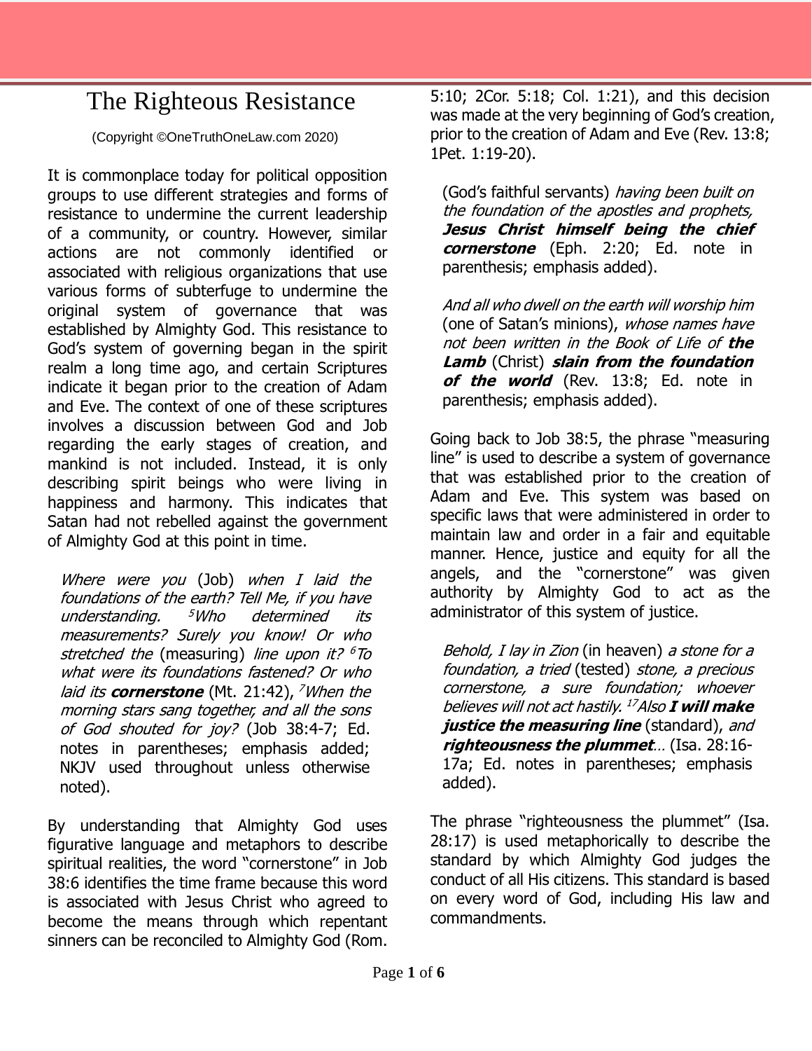# The Righteous Resistance

(Copyright ©OneTruthOneLaw.com 2020)

It is commonplace today for political opposition groups to use different strategies and forms of resistance to undermine the current leadership of a community, or country. However, similar actions are not commonly identified or associated with religious organizations that use various forms of subterfuge to undermine the original system of governance that was established by Almighty God. This resistance to God's system of governing began in the spirit realm a long time ago, and certain Scriptures indicate it began prior to the creation of Adam and Eve. The context of one of these scriptures involves a discussion between God and Job regarding the early stages of creation, and mankind is not included. Instead, it is only describing spirit beings who were living in happiness and harmony. This indicates that Satan had not rebelled against the government of Almighty God at this point in time.

> *Where were you* (Job) *when I laid the foundations of the earth? Tell Me, if you have understanding.* [5]*Who determined its measurements? Surely you know! Or who stretched the* (measuring) *line upon it?* [6]*To what were its foundations fastened? Or who laid its* ***cornerstone*** (Mt. 21:42), [7]*When the morning stars sang together, and all the sons of God shouted for joy?* (Job 38:4-7; Ed. notes in parentheses; emphasis added; NKJV used throughout unless otherwise noted).

By understanding that Almighty God uses figurative language and metaphors to describe spiritual realities, the word "cornerstone" in Job 38:6 identifies the time frame because this word is associated with Jesus Christ who agreed to become the means through which repentant sinners can be reconciled to Almighty God (Rom. 5:10; 2Cor. 5:18; Col. 1:21), and this decision was made at the very beginning of God's creation, prior to the creation of Adam and Eve (Rev. 13:8; 1Pet. 1:19-20).

> (God's faithful servants) *having been built on the foundation of the apostles and prophets,* ***Jesus Christ himself being the chief cornerstone*** (Eph. 2:20; Ed. note in parenthesis; emphasis added).

> *And all who dwell on the earth will worship him* (one of Satan's minions), *whose names have not been written in the Book of Life of* ***the Lamb*** (Christ) ***slain from the foundation of the world*** (Rev. 13:8; Ed. note in parenthesis; emphasis added).

Going back to Job 38:5, the phrase "measuring line" is used to describe a system of governance that was established prior to the creation of Adam and Eve. This system was based on specific laws that were administered in order to maintain law and order in a fair and equitable manner. Hence, justice and equity for all the angels, and the "cornerstone" was given authority by Almighty God to act as the administrator of this system of justice.

> *Behold, I lay in Zion* (in heaven) *a stone for a foundation, a tried* (tested) *stone, a precious cornerstone, a sure foundation; whoever believes will not act hastily.* [17]*Also* ***I will make justice the measuring line*** (standard), *and* ***righteousness the plummet****…* (Isa. 28:16-17a; Ed. notes in parentheses; emphasis added).

The phrase "righteousness the plummet" (Isa. 28:17) is used metaphorically to describe the standard by which Almighty God judges the conduct of all His citizens. This standard is based on every word of God, including His law and commandments.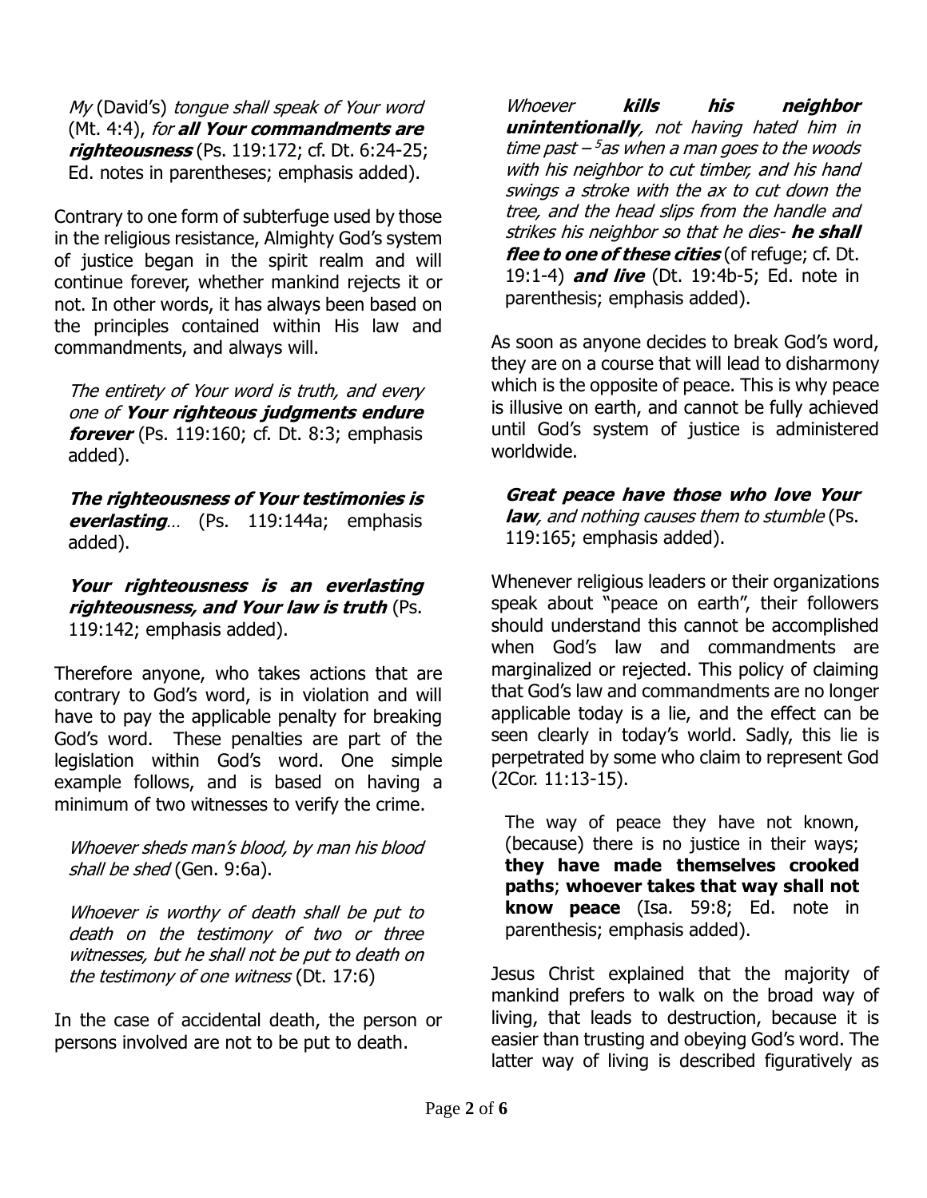*My* (David's) *tongue shall speak of Your word* (Mt. 4:4), *for* ***all Your commandments are righteousness*** (Ps. 119:172; cf. Dt. 6:24-25; Ed. notes in parentheses; emphasis added).

Contrary to one form of subterfuge used by those in the religious resistance, Almighty God's system of justice began in the spirit realm and will continue forever, whether mankind rejects it or not. In other words, it has always been based on the principles contained within His law and commandments, and always will.

*The entirety of Your word is truth, and every one of* ***Your righteous judgments endure forever*** (Ps. 119:160; cf. Dt. 8:3; emphasis added).

***The righteousness of Your testimonies is everlasting****…* (Ps. 119:144a; emphasis added).

***Your righteousness is an everlasting righteousness, and Your law is truth*** (Ps. 119:142; emphasis added).

Therefore anyone, who takes actions that are contrary to God's word, is in violation and will have to pay the applicable penalty for breaking God's word. These penalties are part of the legislation within God's word. One simple example follows, and is based on having a minimum of two witnesses to verify the crime.

*Whoever sheds man's blood, by man his blood shall be shed* (Gen. 9:6a).

*Whoever is worthy of death shall be put to death on the testimony of two or three witnesses, but he shall not be put to death on the testimony of one witness* (Dt. 17:6)

In the case of accidental death, the person or persons involved are not to be put to death.

*Whoever* ***kills his neighbor unintentionally****, not having hated him in time past – [5]as when a man goes to the woods with his neighbor to cut timber, and his hand swings a stroke with the ax to cut down the tree, and the head slips from the handle and strikes his neighbor so that he dies-* ***he shall flee to one of these cities*** (of refuge; cf. Dt. 19:1-4) ***and live*** (Dt. 19:4b-5; Ed. note in parenthesis; emphasis added).

As soon as anyone decides to break God's word, they are on a course that will lead to disharmony which is the opposite of peace. This is why peace is illusive on earth, and cannot be fully achieved until God's system of justice is administered worldwide.

***Great peace have those who love Your law****, and nothing causes them to stumble* (Ps. 119:165; emphasis added).

Whenever religious leaders or their organizations speak about "peace on earth", their followers should understand this cannot be accomplished when God's law and commandments are marginalized or rejected. This policy of claiming that God's law and commandments are no longer applicable today is a lie, and the effect can be seen clearly in today's world. Sadly, this lie is perpetrated by some who claim to represent God (2Cor. 11:13-15).

The way of peace they have not known, (because) there is no justice in their ways; **they have made themselves crooked paths**; **whoever takes that way shall not know peace** (Isa. 59:8; Ed. note in parenthesis; emphasis added).

Jesus Christ explained that the majority of mankind prefers to walk on the broad way of living, that leads to destruction, because it is easier than trusting and obeying God's word. The latter way of living is described figuratively as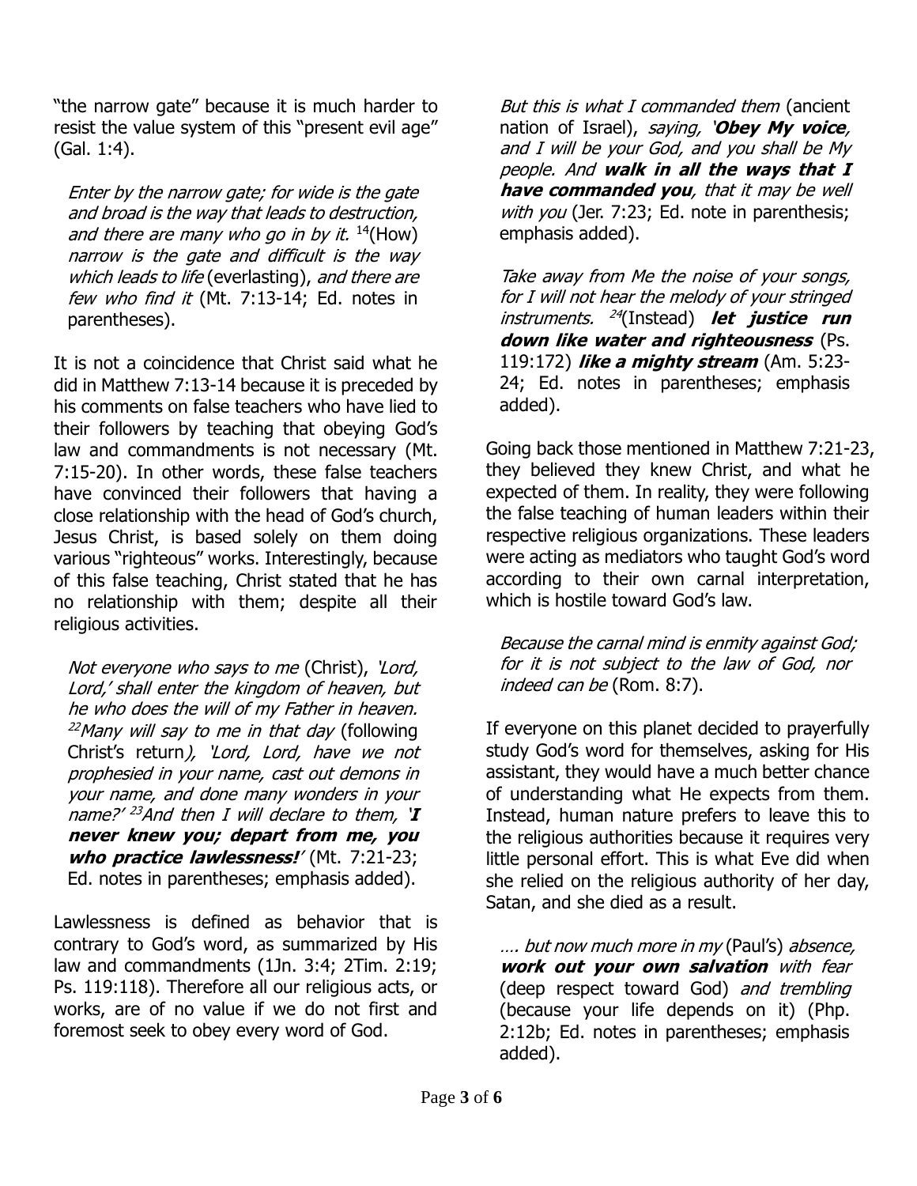"the narrow gate" because it is much harder to resist the value system of this "present evil age" (Gal. 1:4).

> *Enter by the narrow gate; for wide is the gate and broad is the way that leads to destruction, and there are many who go in by it.* [14](How) *narrow is the gate and difficult is the way which leads to life* (everlasting), *and there are few who find it* (Mt. 7:13-14; Ed. notes in parentheses).

It is not a coincidence that Christ said what he did in Matthew 7:13-14 because it is preceded by his comments on false teachers who have lied to their followers by teaching that obeying God's law and commandments is not necessary (Mt. 7:15-20). In other words, these false teachers have convinced their followers that having a close relationship with the head of God's church, Jesus Christ, is based solely on them doing various "righteous" works. Interestingly, because of this false teaching, Christ stated that he has no relationship with them; despite all their religious activities.

> *Not everyone who says to me* (Christ), *'Lord, Lord,' shall enter the kingdom of heaven, but he who does the will of my Father in heaven.* [22]*Many will say to me in that day* (following Christ's return*), 'Lord, Lord, have we not prophesied in your name, cast out demons in your name, and done many wonders in your name?'* [23]*And then I will declare to them, '**I never knew you; depart from me, you who practice lawlessness!**'* (Mt. 7:21-23; Ed. notes in parentheses; emphasis added).

Lawlessness is defined as behavior that is contrary to God's word, as summarized by His law and commandments (1Jn. 3:4; 2Tim. 2:19; Ps. 119:118). Therefore all our religious acts, or works, are of no value if we do not first and foremost seek to obey every word of God.

> *But this is what I commanded them* (ancient nation of Israel), *saying, '**Obey My voice**, and I will be your God, and you shall be My people. And **walk in all the ways that I have commanded you**, that it may be well with you* (Jer. 7:23; Ed. note in parenthesis; emphasis added).

> *Take away from Me the noise of your songs, for I will not hear the melody of your stringed instruments.* [24](Instead) ***let justice run down like water and righteousness*** (Ps. 119:172) ***like a mighty stream*** (Am. 5:23-24; Ed. notes in parentheses; emphasis added).

Going back those mentioned in Matthew 7:21-23, they believed they knew Christ, and what he expected of them. In reality, they were following the false teaching of human leaders within their respective religious organizations. These leaders were acting as mediators who taught God's word according to their own carnal interpretation, which is hostile toward God's law.

> *Because the carnal mind is enmity against God; for it is not subject to the law of God, nor indeed can be* (Rom. 8:7).

If everyone on this planet decided to prayerfully study God's word for themselves, asking for His assistant, they would have a much better chance of understanding what He expects from them. Instead, human nature prefers to leave this to the religious authorities because it requires very little personal effort. This is what Eve did when she relied on the religious authority of her day, Satan, and she died as a result.

> *…. but now much more in my* (Paul's) *absence, **work out your own salvation** with fear* (deep respect toward God) *and trembling* (because your life depends on it) (Php. 2:12b; Ed. notes in parentheses; emphasis added).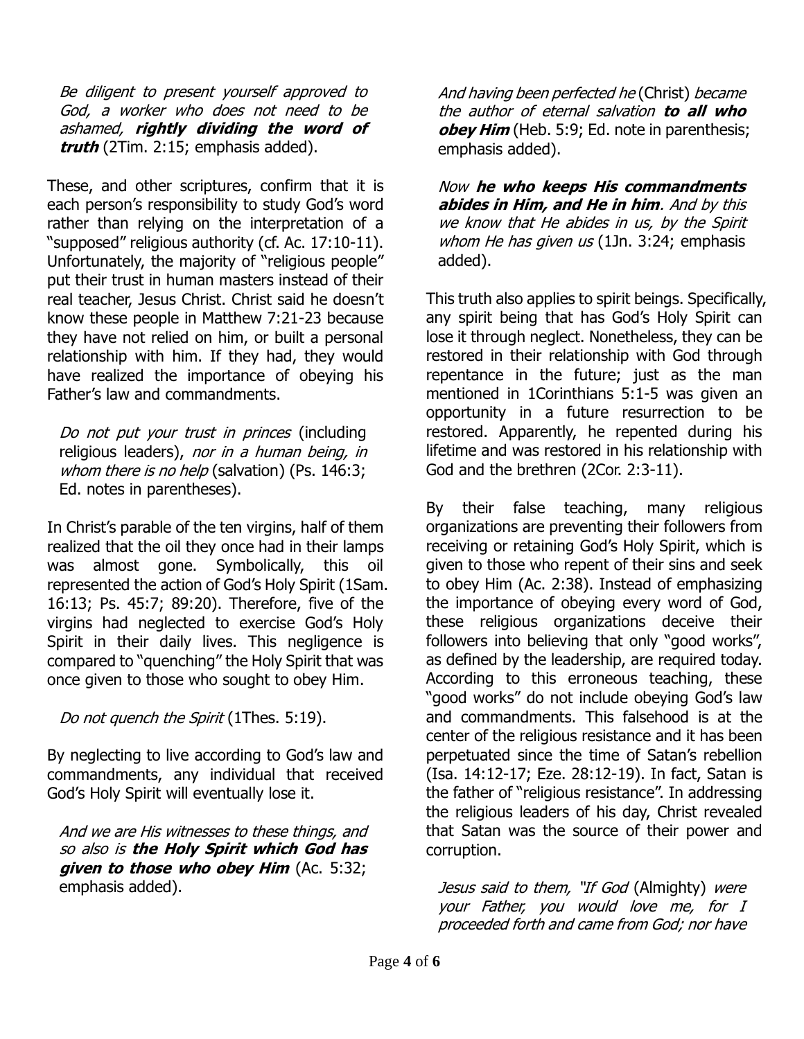*Be diligent to present yourself approved to God, a worker who does not need to be ashamed,* ***rightly dividing the word of truth*** (2Tim. 2:15; emphasis added).

These, and other scriptures, confirm that it is each person's responsibility to study God's word rather than relying on the interpretation of a "supposed" religious authority (cf. Ac. 17:10-11). Unfortunately, the majority of "religious people" put their trust in human masters instead of their real teacher, Jesus Christ. Christ said he doesn't know these people in Matthew 7:21-23 because they have not relied on him, or built a personal relationship with him. If they had, they would have realized the importance of obeying his Father's law and commandments.

*Do not put your trust in princes* (including religious leaders), *nor in a human being, in whom there is no help* (salvation) (Ps. 146:3; Ed. notes in parentheses).

In Christ's parable of the ten virgins, half of them realized that the oil they once had in their lamps was almost gone. Symbolically, this oil represented the action of God's Holy Spirit (1Sam. 16:13; Ps. 45:7; 89:20). Therefore, five of the virgins had neglected to exercise God's Holy Spirit in their daily lives. This negligence is compared to "quenching" the Holy Spirit that was once given to those who sought to obey Him.

*Do not quench the Spirit* (1Thes. 5:19).

By neglecting to live according to God's law and commandments, any individual that received God's Holy Spirit will eventually lose it.

*And we are His witnesses to these things, and so also is* ***the Holy Spirit which God has given to those who obey Him*** (Ac. 5:32; emphasis added).

*And having been perfected he* (Christ) *became the author of eternal salvation* ***to all who obey Him*** (Heb. 5:9; Ed. note in parenthesis; emphasis added).

*Now* ***he who keeps His commandments abides in Him, and He in him****. And by this we know that He abides in us, by the Spirit whom He has given us* (1Jn. 3:24; emphasis added).

This truth also applies to spirit beings. Specifically, any spirit being that has God's Holy Spirit can lose it through neglect. Nonetheless, they can be restored in their relationship with God through repentance in the future; just as the man mentioned in 1Corinthians 5:1-5 was given an opportunity in a future resurrection to be restored. Apparently, he repented during his lifetime and was restored in his relationship with God and the brethren (2Cor. 2:3-11).

By their false teaching, many religious organizations are preventing their followers from receiving or retaining God's Holy Spirit, which is given to those who repent of their sins and seek to obey Him (Ac. 2:38). Instead of emphasizing the importance of obeying every word of God, these religious organizations deceive their followers into believing that only "good works", as defined by the leadership, are required today. According to this erroneous teaching, these "good works" do not include obeying God's law and commandments. This falsehood is at the center of the religious resistance and it has been perpetuated since the time of Satan's rebellion (Isa. 14:12-17; Eze. 28:12-19). In fact, Satan is the father of "religious resistance". In addressing the religious leaders of his day, Christ revealed that Satan was the source of their power and corruption.

*Jesus said to them, "If God* (Almighty) *were your Father, you would love me, for I proceeded forth and came from God; nor have*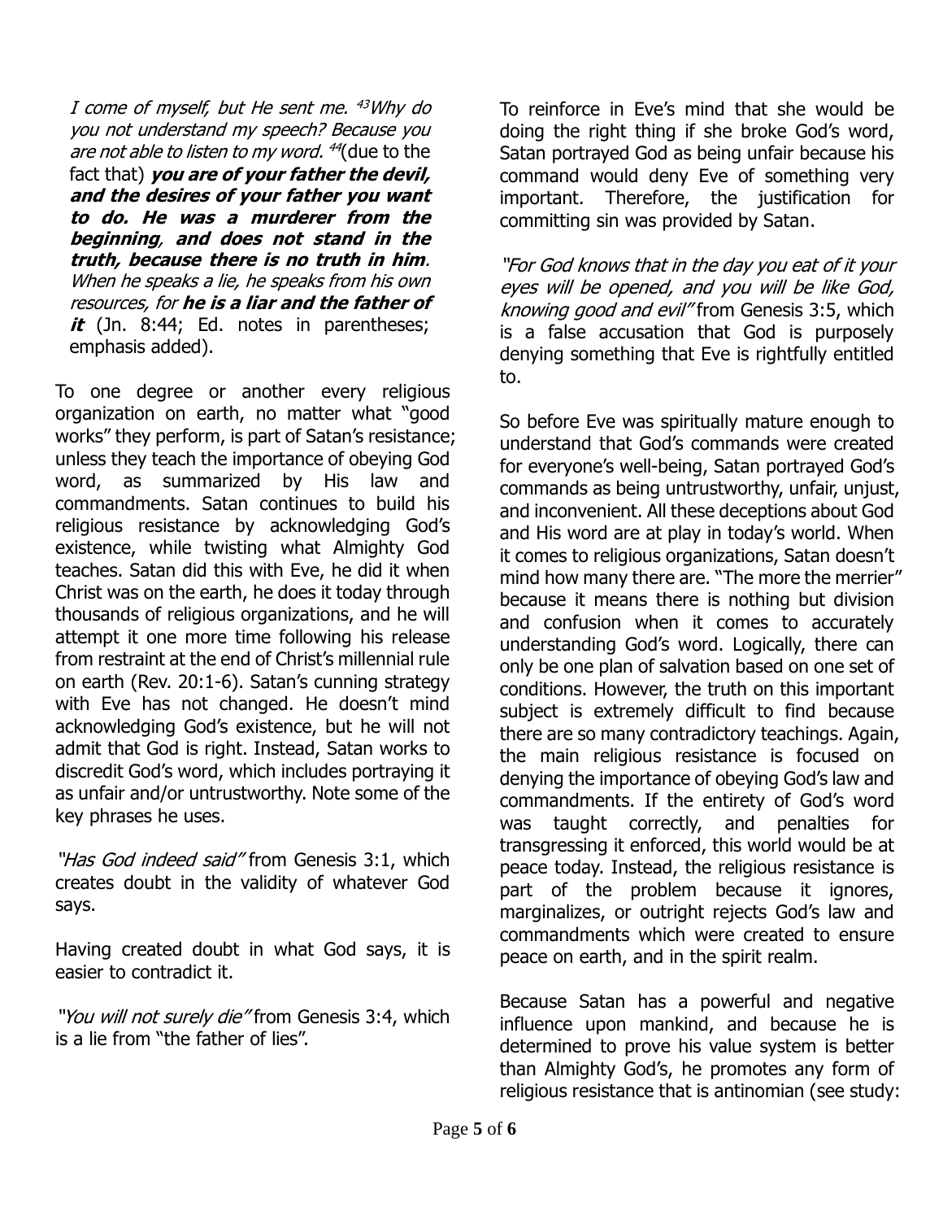*I come of myself, but He sent me.* [43]*Why do you not understand my speech? Because you are not able to listen to my word.* [44](due to the fact that) ***you are of your father the devil, and the desires of your father you want to do. He was a murderer from the beginning**, **and does not stand in the truth, because there is no truth in him**. When he speaks a lie, he speaks from his own resources, for **he is a liar and the father of it*** (Jn. 8:44; Ed. notes in parentheses; emphasis added).

To one degree or another every religious organization on earth, no matter what "good works" they perform, is part of Satan's resistance; unless they teach the importance of obeying God word, as summarized by His law and commandments. Satan continues to build his religious resistance by acknowledging God's existence, while twisting what Almighty God teaches. Satan did this with Eve, he did it when Christ was on the earth, he does it today through thousands of religious organizations, and he will attempt it one more time following his release from restraint at the end of Christ's millennial rule on earth (Rev. 20:1-6). Satan's cunning strategy with Eve has not changed. He doesn't mind acknowledging God's existence, but he will not admit that God is right. Instead, Satan works to discredit God's word, which includes portraying it as unfair and/or untrustworthy. Note some of the key phrases he uses.

*"Has God indeed said"* from Genesis 3:1, which creates doubt in the validity of whatever God says.

Having created doubt in what God says, it is easier to contradict it.

*"You will not surely die"* from Genesis 3:4, which is a lie from "the father of lies".

To reinforce in Eve's mind that she would be doing the right thing if she broke God's word, Satan portrayed God as being unfair because his command would deny Eve of something very important. Therefore, the justification for committing sin was provided by Satan.

*"For God knows that in the day you eat of it your eyes will be opened, and you will be like God, knowing good and evil"* from Genesis 3:5, which is a false accusation that God is purposely denying something that Eve is rightfully entitled to.

So before Eve was spiritually mature enough to understand that God's commands were created for everyone's well-being, Satan portrayed God's commands as being untrustworthy, unfair, unjust, and inconvenient. All these deceptions about God and His word are at play in today's world. When it comes to religious organizations, Satan doesn't mind how many there are. "The more the merrier" because it means there is nothing but division and confusion when it comes to accurately understanding God's word. Logically, there can only be one plan of salvation based on one set of conditions. However, the truth on this important subject is extremely difficult to find because there are so many contradictory teachings. Again, the main religious resistance is focused on denying the importance of obeying God's law and commandments. If the entirety of God's word was taught correctly, and penalties for transgressing it enforced, this world would be at peace today. Instead, the religious resistance is part of the problem because it ignores, marginalizes, or outright rejects God's law and commandments which were created to ensure peace on earth, and in the spirit realm.

Because Satan has a powerful and negative influence upon mankind, and because he is determined to prove his value system is better than Almighty God's, he promotes any form of religious resistance that is antinomian (see study: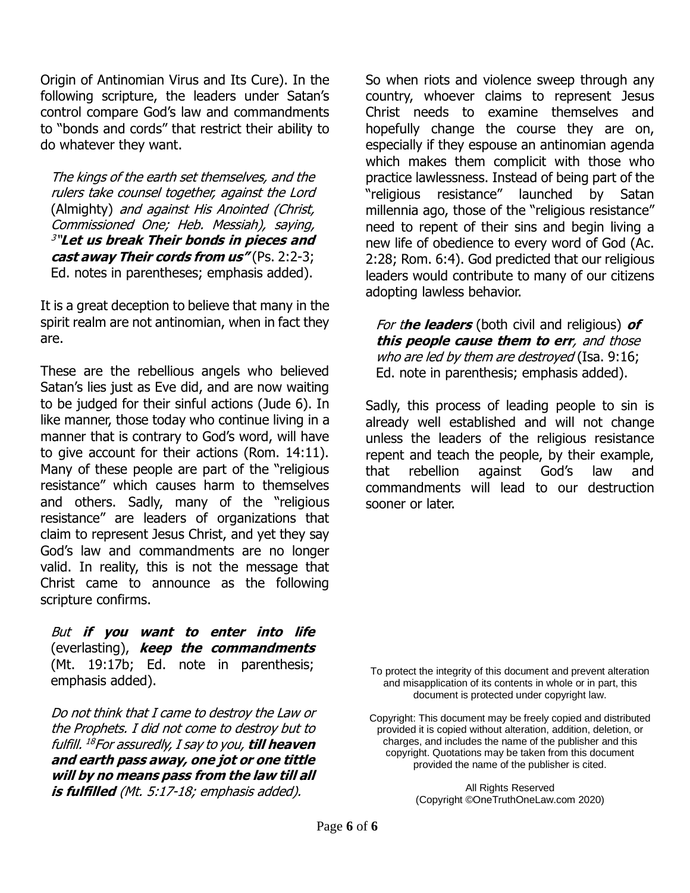Origin of Antinomian Virus and Its Cure). In the following scripture, the leaders under Satan's control compare God's law and commandments to "bonds and cords" that restrict their ability to do whatever they want.

> *The kings of the earth set themselves, and the rulers take counsel together, against the Lord* (Almighty) *and against His Anointed (Christ, Commissioned One; Heb. Messiah), saying,* [3]***"Let us break Their bonds in pieces and cast away Their cords from us"*** (Ps. 2:2-3; Ed. notes in parentheses; emphasis added).

It is a great deception to believe that many in the spirit realm are not antinomian, when in fact they are.

These are the rebellious angels who believed Satan's lies just as Eve did, and are now waiting to be judged for their sinful actions (Jude 6). In like manner, those today who continue living in a manner that is contrary to God's word, will have to give account for their actions (Rom. 14:11). Many of these people are part of the "religious resistance" which causes harm to themselves and others. Sadly, many of the "religious resistance" are leaders of organizations that claim to represent Jesus Christ, and yet they say God's law and commandments are no longer valid. In reality, this is not the message that Christ came to announce as the following scripture confirms.

> *But* ***if you want to enter into life*** (everlasting), ***keep the commandments*** (Mt. 19:17b; Ed. note in parenthesis; emphasis added).

> *Do not think that I came to destroy the Law or the Prophets. I did not come to destroy but to fulfill.* [18]*For assuredly, I say to you,* ***till heaven and earth pass away, one jot or one tittle will by no means pass from the law till all is fulfilled*** *(Mt. 5:17-18; emphasis added).*

So when riots and violence sweep through any country, whoever claims to represent Jesus Christ needs to examine themselves and hopefully change the course they are on, especially if they espouse an antinomian agenda which makes them complicit with those who practice lawlessness. Instead of being part of the "religious resistance" launched by Satan millennia ago, those of the "religious resistance" need to repent of their sins and begin living a new life of obedience to every word of God (Ac. 2:28; Rom. 6:4). God predicted that our religious leaders would contribute to many of our citizens adopting lawless behavior.

> *For t****he leaders*** (both civil and religious) ***of this people cause them to err****, and those who are led by them are destroyed* (Isa. 9:16; Ed. note in parenthesis; emphasis added).

Sadly, this process of leading people to sin is already well established and will not change unless the leaders of the religious resistance repent and teach the people, by their example, that rebellion against God's law and commandments will lead to our destruction sooner or later.

To protect the integrity of this document and prevent alteration and misapplication of its contents in whole or in part, this document is protected under copyright law.

Copyright: This document may be freely copied and distributed provided it is copied without alteration, addition, deletion, or charges, and includes the name of the publisher and this copyright. Quotations may be taken from this document provided the name of the publisher is cited.

All Rights Reserved
(Copyright ©OneTruthOneLaw.com 2020)